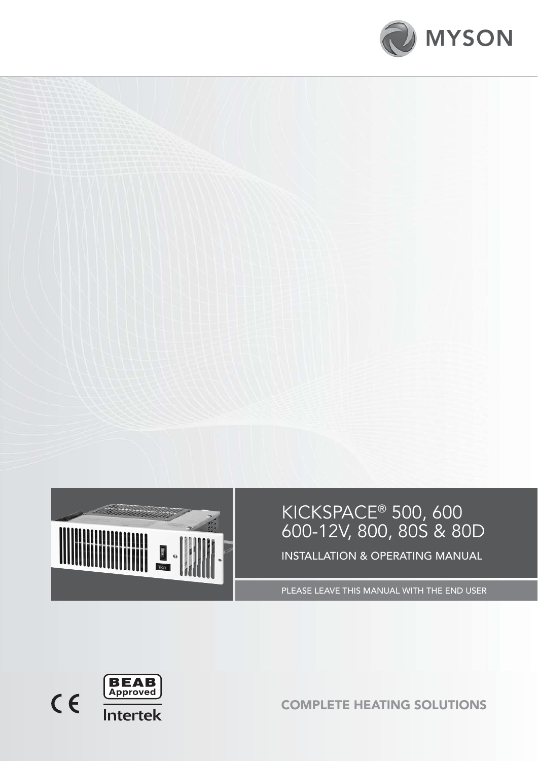MYSON

# KICKSPACE® 500, 600 600-12V, 800, 80S & 80D

## INSTALLATION & OPERATING MANUAL

PLEASE LEAVE THIS MANUAL WITH THE END USER

BEAB Approved

Intertek

COMPLETE HEATING SOLUTIONS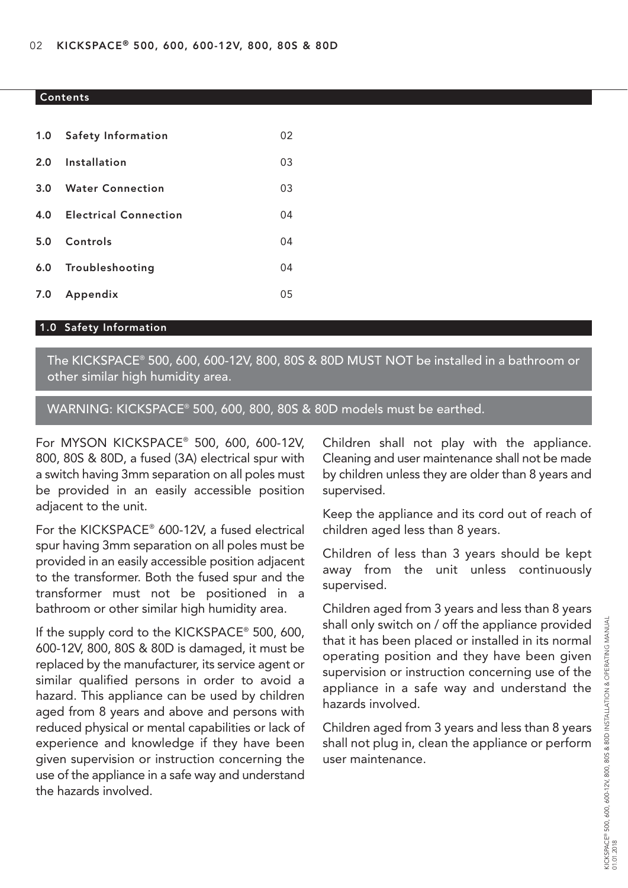## Contents

| | | |
|---|---|---|
| 1.0 | Safety Information | 02 |
| 2.0 | Installation | 03 |
| 3.0 | Water Connection | 03 |
| 4.0 | Electrical Connection | 04 |
| 5.0 | Controls | 04 |
| 6.0 | Troubleshooting | 04 |
| 7.0 | Appendix | 05 |

## 1.0 Safety Information

**The KICKSPACE® 500, 600, 600-12V, 800, 80S & 80D MUST NOT be installed in a bathroom or other similar high humidity area.**

**WARNING: KICKSPACE® 500, 600, 800, 80S & 80D models must be earthed.**

For MYSON KICKSPACE® 500, 600, 600-12V, 800, 80S & 80D, a fused (3A) electrical spur with a switch having 3mm separation on all poles must be provided in an easily accessible position adjacent to the unit.

For the KICKSPACE® 600-12V, a fused electrical spur having 3mm separation on all poles must be provided in an easily accessible position adjacent to the transformer. Both the fused spur and the transformer must not be positioned in a bathroom or other similar high humidity area.

If the supply cord to the KICKSPACE® 500, 600, 600-12V, 800, 80S & 80D is damaged, it must be replaced by the manufacturer, its service agent or similar qualified persons in order to avoid a hazard. This appliance can be used by children aged from 8 years and above and persons with reduced physical or mental capabilities or lack of experience and knowledge if they have been given supervision or instruction concerning the use of the appliance in a safe way and understand the hazards involved.

Children shall not play with the appliance. Cleaning and user maintenance shall not be made by children unless they are older than 8 years and supervised.

Keep the appliance and its cord out of reach of children aged less than 8 years.

Children of less than 3 years should be kept away from the unit unless continuously supervised.

Children aged from 3 years and less than 8 years shall only switch on / off the appliance provided that it has been placed or installed in its normal operating position and they have been given supervision or instruction concerning use of the appliance in a safe way and understand the hazards involved.

Children aged from 3 years and less than 8 years shall not plug in, clean the appliance or perform user maintenance.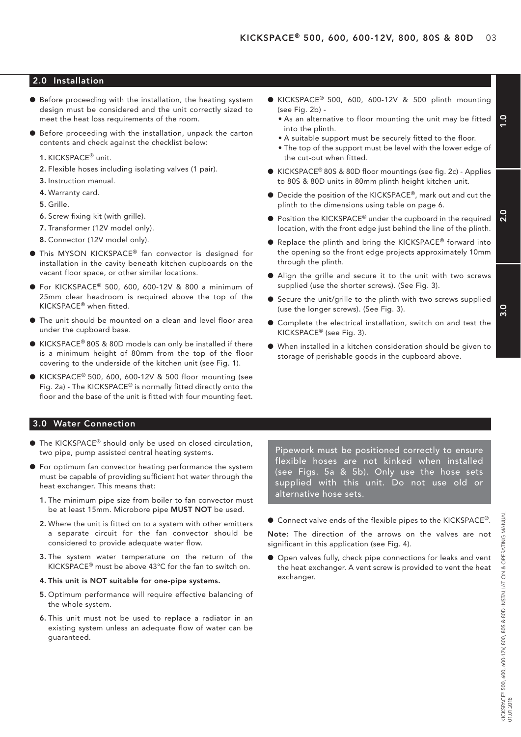## 2.0 Installation

- Before proceeding with the installation, the heating system design must be considered and the unit correctly sized to meet the heat loss requirements of the room.
- Before proceeding with the installation, unpack the carton contents and check against the checklist below:
  1. KICKSPACE® unit.
  2. Flexible hoses including isolating valves (1 pair).
  3. Instruction manual.
  4. Warranty card.
  5. Grille.
  6. Screw fixing kit (with grille).
  7. Transformer (12V model only).
  8. Connector (12V model only).
- This MYSON KICKSPACE® fan convector is designed for installation in the cavity beneath kitchen cupboards on the vacant floor space, or other similar locations.
- For KICKSPACE® 500, 600, 600-12V & 800 a minimum of 25mm clear headroom is required above the top of the KICKSPACE® when fitted.
- The unit should be mounted on a clean and level floor area under the cupboard base.
- KICKSPACE® 80S & 80D models can only be installed if there is a minimum height of 80mm from the top of the floor covering to the underside of the kitchen unit (see Fig. 1).
- KICKSPACE® 500, 600, 600-12V & 500 floor mounting (see Fig. 2a) - The KICKSPACE® is normally fitted directly onto the floor and the base of the unit is fitted with four mounting feet.
- KICKSPACE® 500, 600, 600-12V & 500 plinth mounting (see Fig. 2b) -
  - As an alternative to floor mounting the unit may be fitted into the plinth.
  - A suitable support must be securely fitted to the floor.
  - The top of the support must be level with the lower edge of the cut-out when fitted.
- KICKSPACE® 80S & 80D floor mountings (see fig. 2c) - Applies to 80S & 80D units in 80mm plinth height kitchen unit.
- Decide the position of the KICKSPACE®, mark out and cut the plinth to the dimensions using table on page 6.
- Position the KICKSPACE® under the cupboard in the required location, with the front edge just behind the line of the plinth.
- Replace the plinth and bring the KICKSPACE® forward into the opening so the front edge projects approximately 10mm through the plinth.
- Align the grille and secure it to the unit with two screws supplied (use the shorter screws). (See Fig. 3).
- Secure the unit/grille to the plinth with two screws supplied (use the longer screws). (See Fig. 3).
- Complete the electrical installation, switch on and test the KICKSPACE® (see Fig. 3).
- When installed in a kitchen consideration should be given to storage of perishable goods in the cupboard above.

## 3.0 Water Connection

- The KICKSPACE® should only be used on closed circulation, two pipe, pump assisted central heating systems.
- For optimum fan convector heating performance the system must be capable of providing sufficient hot water through the heat exchanger. This means that:
  1. The minimum pipe size from boiler to fan convector must be at least 15mm. Microbore pipe **MUST NOT** be used.
  2. Where the unit is fitted on to a system with other emitters a separate circuit for the fan convector should be considered to provide adequate water flow.
  3. The system water temperature on the return of the KICKSPACE® must be above 43°C for the fan to switch on.
  4. **This unit is NOT suitable for one-pipe systems.**
  5. Optimum performance will require effective balancing of the whole system.
  6. This unit must not be used to replace a radiator in an existing system unless an adequate flow of water can be guaranteed.

Pipework must be positioned correctly to ensure flexible hoses are not kinked when installed (see Figs. 5a & 5b). Only use the hose sets supplied with this unit. Do not use old or alternative hose sets.

- Connect valve ends of the flexible pipes to the KICKSPACE®.

**Note:** The direction of the arrows on the valves are not significant in this application (see Fig. 4).

- Open valves fully, check pipe connections for leaks and vent the heat exchanger. A vent screw is provided to vent the heat exchanger.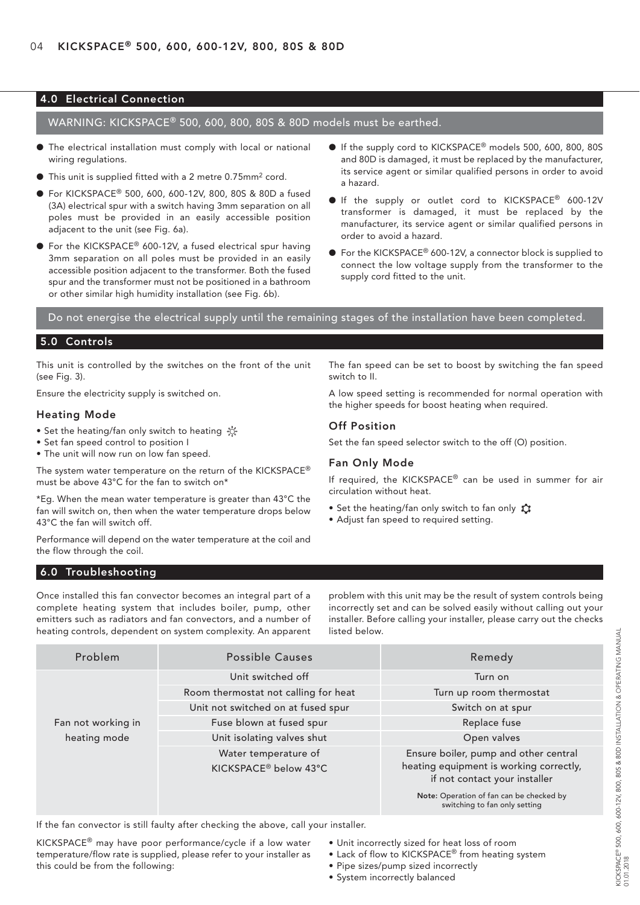## 4.0 Electrical Connection

WARNING: KICKSPACE® 500, 600, 800, 80S & 80D models must be earthed.

- The electrical installation must comply with local or national wiring regulations.
- This unit is supplied fitted with a 2 metre 0.75mm² cord.
- For KICKSPACE® 500, 600, 600-12V, 800, 80S & 80D a fused (3A) electrical spur with a switch having 3mm separation on all poles must be provided in an easily accessible position adjacent to the unit (see Fig. 6a).
- For the KICKSPACE® 600-12V, a fused electrical spur having 3mm separation on all poles must be provided in an easily accessible position adjacent to the transformer. Both the fused spur and the transformer must not be positioned in a bathroom or other similar high humidity installation (see Fig. 6b).
- If the supply cord to KICKSPACE® models 500, 600, 800, 80S and 80D is damaged, it must be replaced by the manufacturer, its service agent or similar qualified persons in order to avoid a hazard.
- If the supply or outlet cord to KICKSPACE® 600-12V transformer is damaged, it must be replaced by the manufacturer, its service agent or similar qualified persons in order to avoid a hazard.
- For the KICKSPACE® 600-12V, a connector block is supplied to connect the low voltage supply from the transformer to the supply cord fitted to the unit.

Do not energise the electrical supply until the remaining stages of the installation have been completed.

## 5.0 Controls

This unit is controlled by the switches on the front of the unit (see Fig. 3).

Ensure the electricity supply is switched on.

### Heating Mode

- Set the heating/fan only switch to heating
- Set fan speed control to position I
- The unit will now run on low fan speed.

The system water temperature on the return of the KICKSPACE® must be above 43°C for the fan to switch on*

*Eg. When the mean water temperature is greater than 43°C the fan will switch on, then when the water temperature drops below 43°C the fan will switch off.

Performance will depend on the water temperature at the coil and the flow through the coil.

The fan speed can be set to boost by switching the fan speed switch to II.

A low speed setting is recommended for normal operation with the higher speeds for boost heating when required.

### Off Position

Set the fan speed selector switch to the off (O) position.

### Fan Only Mode

If required, the KICKSPACE® can be used in summer for air circulation without heat.

- Set the heating/fan only switch to fan only
- Adjust fan speed to required setting.

## 6.0 Troubleshooting

Once installed this fan convector becomes an integral part of a complete heating system that includes boiler, pump, other emitters such as radiators and fan convectors, and a number of heating controls, dependent on system complexity. An apparent problem with this unit may be the result of system controls being incorrectly set and can be solved easily without calling out your installer. Before calling your installer, please carry out the checks listed below.

| Problem | Possible Causes | Remedy |
|---|---|---|
| Fan not working in heating mode | Unit switched off | Turn on |
| | Room thermostat not calling for heat | Turn up room thermostat |
| | Unit not switched on at fused spur | Switch on at spur |
| | Fuse blown at fused spur | Replace fuse |
| | Unit isolating valves shut | Open valves |
| | Water temperature of KICKSPACE® below 43°C | Ensure boiler, pump and other central heating equipment is working correctly, if not contact your installer<br>**Note:** Operation of fan can be checked by switching to fan only setting |

If the fan convector is still faulty after checking the above, call your installer.

KICKSPACE® may have poor performance/cycle if a low water temperature/flow rate is supplied, please refer to your installer as this could be from the following:

- Unit incorrectly sized for heat loss of room
- Lack of flow to KICKSPACE® from heating system
- Pipe sizes/pump sized incorrectly
- System incorrectly balanced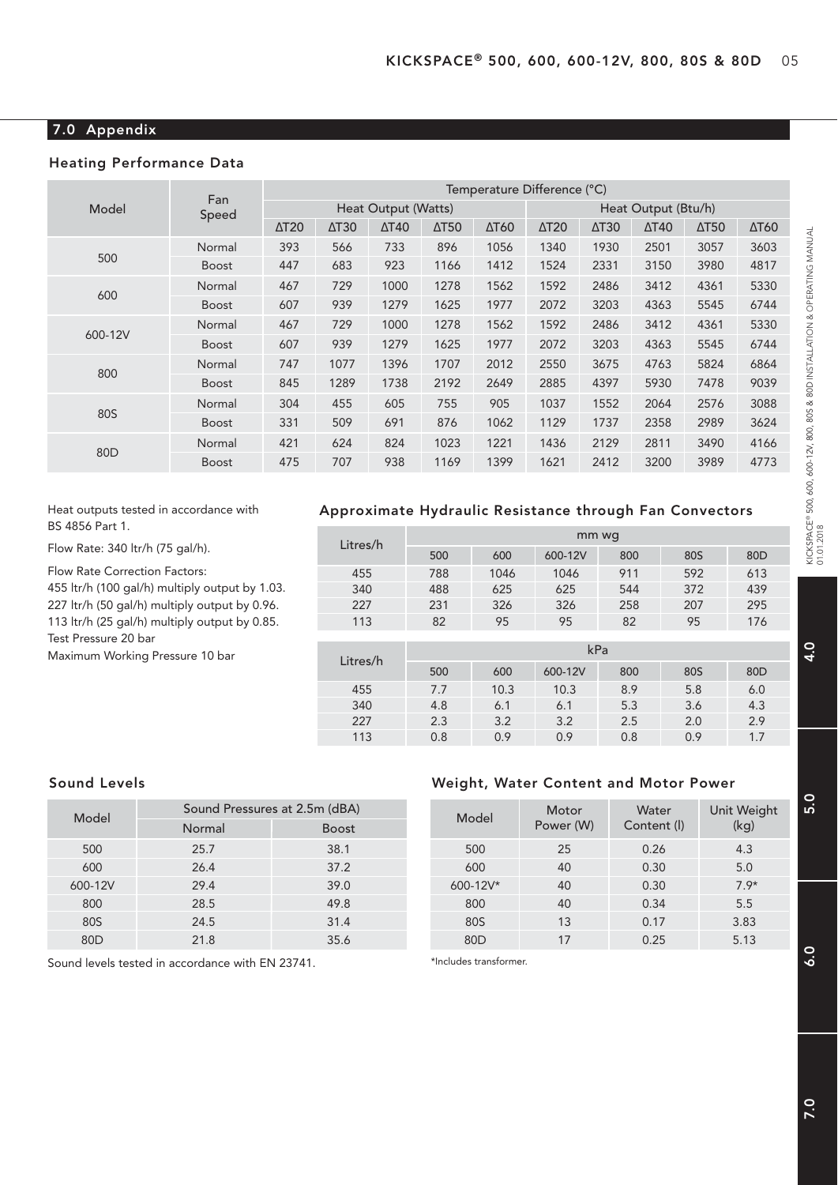## 7.0 Appendix

### Heating Performance Data

| Model | Fan Speed | Temperature Difference (°C) | | | | | | | | | |
|---|---|---|---|---|---|---|---|---|---|---|---|
| | | Heat Output (Watts) | | | | | Heat Output (Btu/h) | | | | |
| | | ΔT20 | ΔT30 | ΔT40 | ΔT50 | ΔT60 | ΔT20 | ΔT30 | ΔT40 | ΔT50 | ΔT60 |
| 500 | Normal | 393 | 566 | 733 | 896 | 1056 | 1340 | 1930 | 2501 | 3057 | 3603 |
| | Boost | 447 | 683 | 923 | 1166 | 1412 | 1524 | 2331 | 3150 | 3980 | 4817 |
| 600 | Normal | 467 | 729 | 1000 | 1278 | 1562 | 1592 | 2486 | 3412 | 4361 | 5330 |
| | Boost | 607 | 939 | 1279 | 1625 | 1977 | 2072 | 3203 | 4363 | 5545 | 6744 |
| 600-12V | Normal | 467 | 729 | 1000 | 1278 | 1562 | 1592 | 2486 | 3412 | 4361 | 5330 |
| | Boost | 607 | 939 | 1279 | 1625 | 1977 | 2072 | 3203 | 4363 | 5545 | 6744 |
| 800 | Normal | 747 | 1077 | 1396 | 1707 | 2012 | 2550 | 3675 | 4763 | 5824 | 6864 |
| | Boost | 845 | 1289 | 1738 | 2192 | 2649 | 2885 | 4397 | 5930 | 7478 | 9039 |
| 80S | Normal | 304 | 455 | 605 | 755 | 905 | 1037 | 1552 | 2064 | 2576 | 3088 |
| | Boost | 331 | 509 | 691 | 876 | 1062 | 1129 | 1737 | 2358 | 2989 | 3624 |
| 80D | Normal | 421 | 624 | 824 | 1023 | 1221 | 1436 | 2129 | 2811 | 3490 | 4166 |
| | Boost | 475 | 707 | 938 | 1169 | 1399 | 1621 | 2412 | 3200 | 3989 | 4773 |

Heat outputs tested in accordance with BS 4856 Part 1.

Flow Rate: 340 ltr/h (75 gal/h).

Flow Rate Correction Factors:
455 ltr/h (100 gal/h) multiply output by 1.03.
227 ltr/h (50 gal/h) multiply output by 0.96.
113 ltr/h (25 gal/h) multiply output by 0.85.
Test Pressure 20 bar
Maximum Working Pressure 10 bar

### Approximate Hydraulic Resistance through Fan Convectors

| Litres/h | mm wg | | | | | |
|---|---|---|---|---|---|---|
| | 500 | 600 | 600-12V | 800 | 80S | 80D |
| 455 | 788 | 1046 | 1046 | 911 | 592 | 613 |
| 340 | 488 | 625 | 625 | 544 | 372 | 439 |
| 227 | 231 | 326 | 326 | 258 | 207 | 295 |
| 113 | 82 | 95 | 95 | 82 | 95 | 176 |

| Litres/h | kPa | | | | | |
|---|---|---|---|---|---|---|
| | 500 | 600 | 600-12V | 800 | 80S | 80D |
| 455 | 7.7 | 10.3 | 10.3 | 8.9 | 5.8 | 6.0 |
| 340 | 4.8 | 6.1 | 6.1 | 5.3 | 3.6 | 4.3 |
| 227 | 2.3 | 3.2 | 3.2 | 2.5 | 2.0 | 2.9 |
| 113 | 0.8 | 0.9 | 0.9 | 0.8 | 0.9 | 1.7 |

### Sound Levels

| Model | Sound Pressures at 2.5m (dBA) | |
|---|---|---|
| | Normal | Boost |
| 500 | 25.7 | 38.1 |
| 600 | 26.4 | 37.2 |
| 600-12V | 29.4 | 39.0 |
| 800 | 28.5 | 49.8 |
| 80S | 24.5 | 31.4 |
| 80D | 21.8 | 35.6 |

Sound levels tested in accordance with EN 23741.

### Weight, Water Content and Motor Power

| Model | Motor Power (W) | Water Content (l) | Unit Weight (kg) |
|---|---|---|---|
| 500 | 25 | 0.26 | 4.3 |
| 600 | 40 | 0.30 | 5.0 |
| 600-12V* | 40 | 0.30 | 7.9* |
| 800 | 40 | 0.34 | 5.5 |
| 80S | 13 | 0.17 | 3.83 |
| 80D | 17 | 0.25 | 5.13 |

*Includes transformer.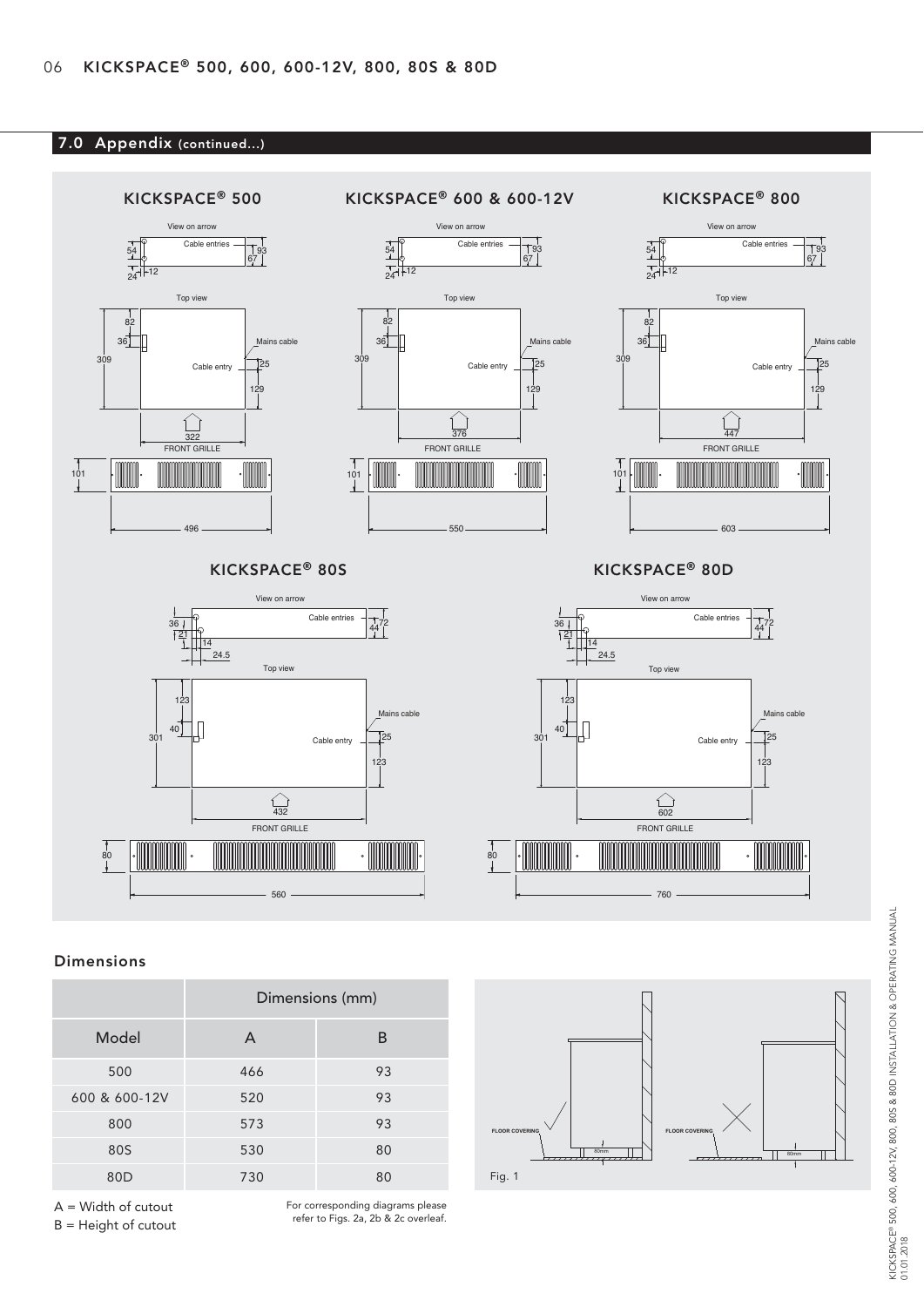## 7.0 Appendix (continued...)

### KICKSPACE® 500

View on arrow

Cable entries

54, 93, 67, 24, 12

Top view

82, 36, 309, Mains cable, Cable entry, 25, 129, 322

FRONT GRILLE

101, 496

### KICKSPACE® 600 & 600-12V

View on arrow

Cable entries

54, 93, 67, 24, 12

Top view

82, 36, 309, Mains cable, Cable entry, 25, 129, 376

FRONT GRILLE

101, 550

### KICKSPACE® 800

View on arrow

Cable entries

54, 93, 67, 24, 12

Top view

82, 36, 309, Mains cable, Cable entry, 25, 129, 447

FRONT GRILLE

101, 603

### KICKSPACE® 80S

View on arrow

Cable entries

36, 21, 14, 24.5, 72, 44

Top view

123, 40, 301, Mains cable, Cable entry, 25, 123, 432

FRONT GRILLE

80, 560

### KICKSPACE® 80D

View on arrow

Cable entries

36, 21, 14, 24.5, 72, 44

Top view

123, 40, 301, Mains cable, Cable entry, 25, 123, 602

FRONT GRILLE

80, 760

## Dimensions

| | Dimensions (mm) | |
|---|---|---|
| Model | A | B |
| 500 | 466 | 93 |
| 600 & 600-12V | 520 | 93 |
| 800 | 573 | 93 |
| 80S | 530 | 80 |
| 80D | 730 | 80 |

A = Width of cutout
B = Height of cutout

For corresponding diagrams please refer to Figs. 2a, 2b & 2c overleaf.

FLOOR COVERING, 80mm

FLOOR COVERING, 80mm

Fig. 1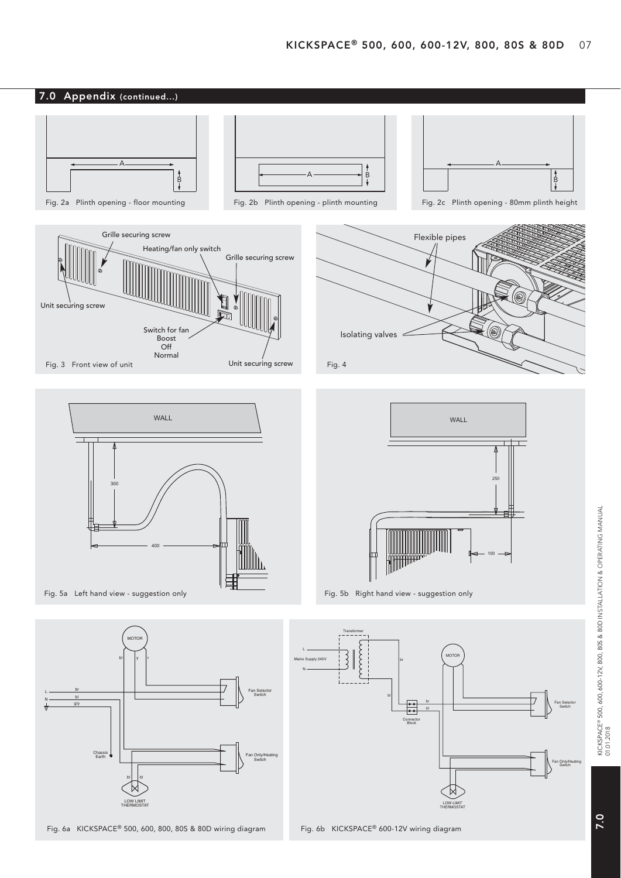## 7.0 Appendix (continued...)

A

B

Fig. 2a Plinth opening - floor mounting

A

B

Fig. 2b Plinth opening - plinth mounting

A

B

Fig. 2c Plinth opening - 80mm plinth height

Grille securing screw

Heating/fan only switch

Grille securing screw

Unit securing screw

Switch for fan
Boost
Off
Normal

Unit securing screw

Fig. 3 Front view of unit

Flexible pipes

Isolating valves

Fig. 4

WALL

300

400

Fig. 5a Left hand view - suggestion only

WALL

250

100

Fig. 5b Right hand view - suggestion only

MOTOR

bl y r

L br
N bl
g/y

Fan Selector Switch

Chassis Earth

Fan Only/Heating Switch

bl bl

LOW LIMIT THERMOSTAT

Fig. 6a KICKSPACE® 500, 600, 800, 80S & 80D wiring diagram

Transformer

L
Mains Supply 240V
N

br

MOTOR

bl

br
bl

Connector Block

Fan Selector Switch

Fan Only/Heating Switch

LOW LIMIT THERMOSTAT

Fig. 6b KICKSPACE® 600-12V wiring diagram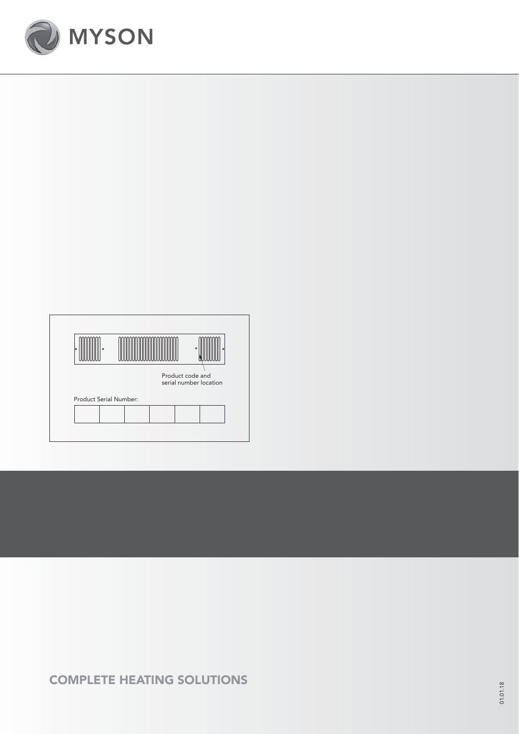MYSON

Product code and serial number location

Product Serial Number:

| | | | | | |
|---|---|---|---|---|---|
| | | | | | |

COMPLETE HEATING SOLUTIONS

01.01.18